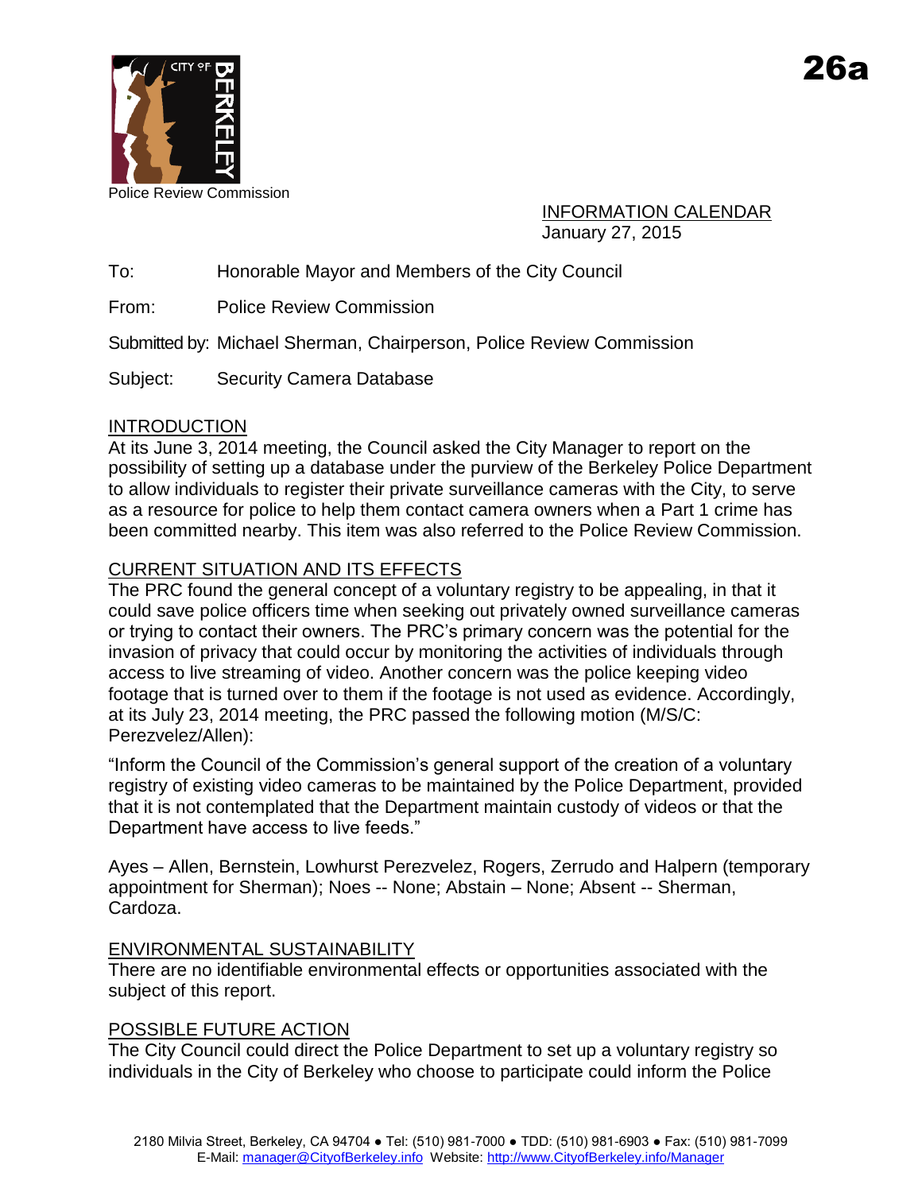26a

Police Review Commission

INFORMATION CALENDAR
January 27, 2015

To: Honorable Mayor and Members of the City Council

From: Police Review Commission

Submitted by: Michael Sherman, Chairperson, Police Review Commission

Subject: Security Camera Database

## INTRODUCTION

At its June 3, 2014 meeting, the Council asked the City Manager to report on the possibility of setting up a database under the purview of the Berkeley Police Department to allow individuals to register their private surveillance cameras with the City, to serve as a resource for police to help them contact camera owners when a Part 1 crime has been committed nearby. This item was also referred to the Police Review Commission.

## CURRENT SITUATION AND ITS EFFECTS

The PRC found the general concept of a voluntary registry to be appealing, in that it could save police officers time when seeking out privately owned surveillance cameras or trying to contact their owners. The PRC's primary concern was the potential for the invasion of privacy that could occur by monitoring the activities of individuals through access to live streaming of video. Another concern was the police keeping video footage that is turned over to them if the footage is not used as evidence. Accordingly, at its July 23, 2014 meeting, the PRC passed the following motion (M/S/C: Perezvelez/Allen):

"Inform the Council of the Commission's general support of the creation of a voluntary registry of existing video cameras to be maintained by the Police Department, provided that it is not contemplated that the Department maintain custody of videos or that the Department have access to live feeds."

Ayes – Allen, Bernstein, Lowhurst Perezvelez, Rogers, Zerrudo and Halpern (temporary appointment for Sherman); Noes -- None; Abstain – None; Absent -- Sherman, Cardoza.

## ENVIRONMENTAL SUSTAINABILITY

There are no identifiable environmental effects or opportunities associated with the subject of this report.

## POSSIBLE FUTURE ACTION

The City Council could direct the Police Department to set up a voluntary registry so individuals in the City of Berkeley who choose to participate could inform the Police

2180 Milvia Street, Berkeley, CA 94704 ● Tel: (510) 981-7000 ● TDD: (510) 981-6903 ● Fax: (510) 981-7099
E-Mail: manager@CityofBerkeley.info Website: http://www.CityofBerkeley.info/Manager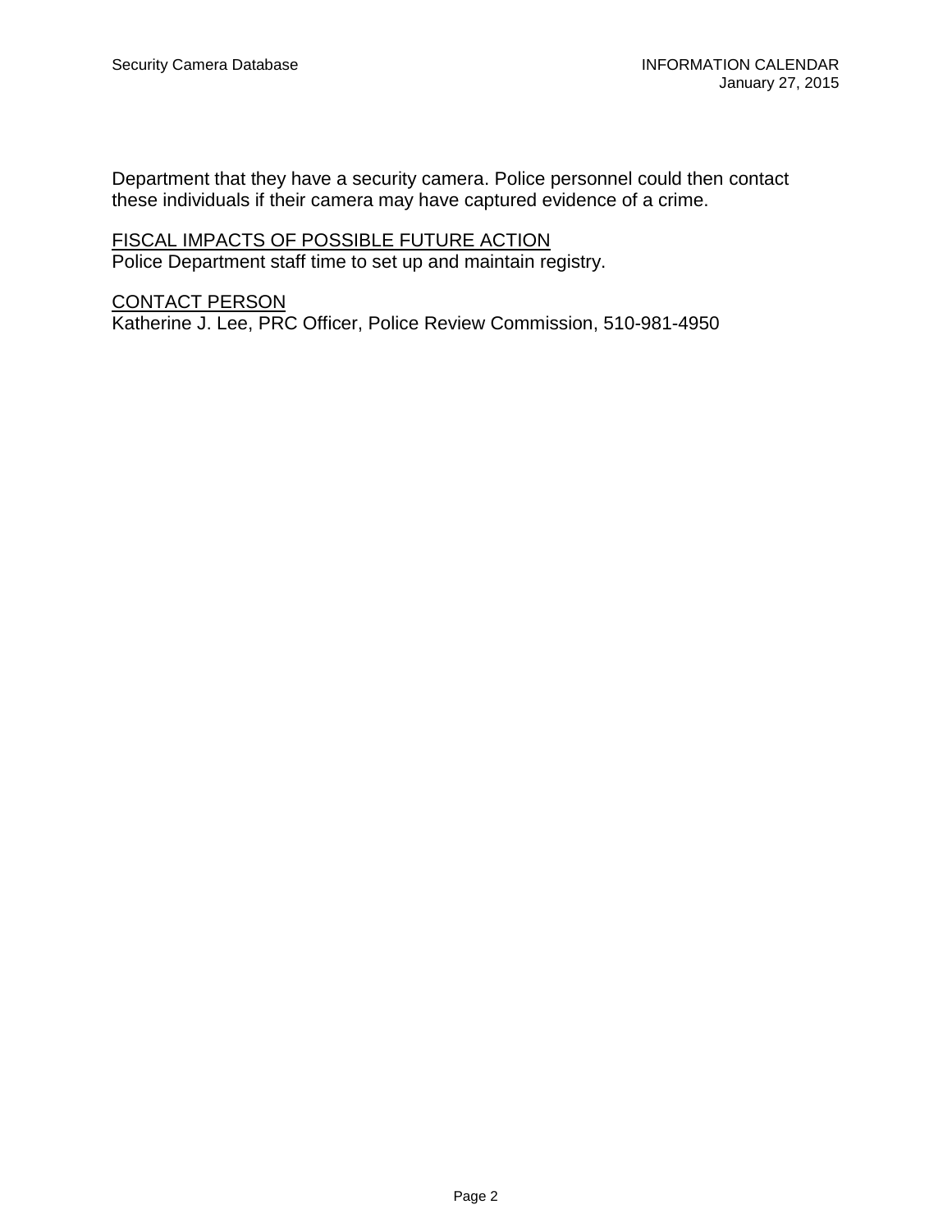Department that they have a security camera. Police personnel could then contact these individuals if their camera may have captured evidence of a crime.

## FISCAL IMPACTS OF POSSIBLE FUTURE ACTION

Police Department staff time to set up and maintain registry.

## CONTACT PERSON

Katherine J. Lee, PRC Officer, Police Review Commission, 510-981-4950